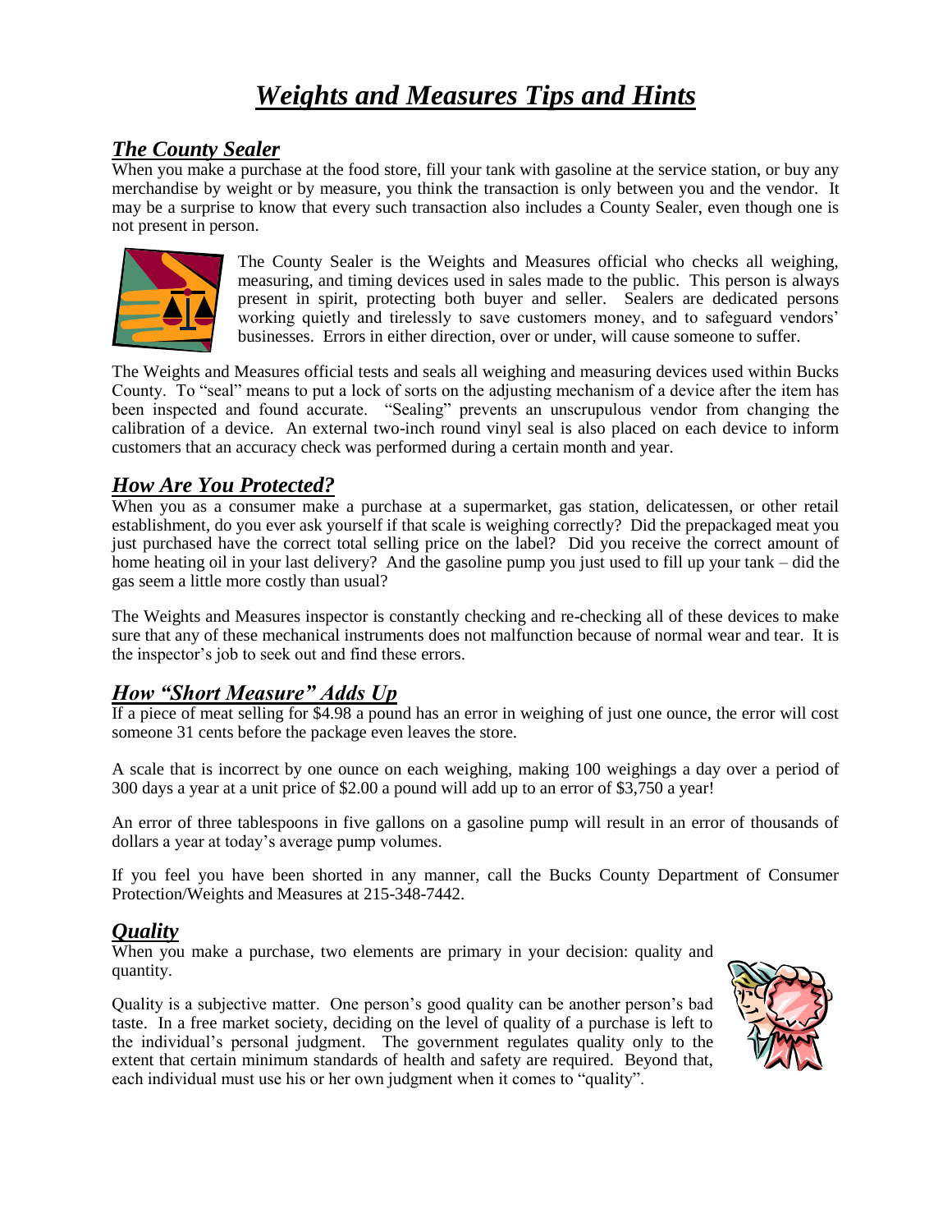# *Weights and Measures Tips and Hints*

## *The County Sealer*

When you make a purchase at the food store, fill your tank with gasoline at the service station, or buy any merchandise by weight or by measure, you think the transaction is only between you and the vendor. It may be a surprise to know that every such transaction also includes a County Sealer, even though one is not present in person.

The County Sealer is the Weights and Measures official who checks all weighing, measuring, and timing devices used in sales made to the public. This person is always present in spirit, protecting both buyer and seller. Sealers are dedicated persons working quietly and tirelessly to save customers money, and to safeguard vendors' businesses. Errors in either direction, over or under, will cause someone to suffer.

The Weights and Measures official tests and seals all weighing and measuring devices used within Bucks County. To "seal" means to put a lock of sorts on the adjusting mechanism of a device after the item has been inspected and found accurate. "Sealing" prevents an unscrupulous vendor from changing the calibration of a device. An external two-inch round vinyl seal is also placed on each device to inform customers that an accuracy check was performed during a certain month and year.

## *How Are You Protected?*

When you as a consumer make a purchase at a supermarket, gas station, delicatessen, or other retail establishment, do you ever ask yourself if that scale is weighing correctly? Did the prepackaged meat you just purchased have the correct total selling price on the label? Did you receive the correct amount of home heating oil in your last delivery? And the gasoline pump you just used to fill up your tank – did the gas seem a little more costly than usual?

The Weights and Measures inspector is constantly checking and re-checking all of these devices to make sure that any of these mechanical instruments does not malfunction because of normal wear and tear. It is the inspector's job to seek out and find these errors.

## *How "Short Measure" Adds Up*

If a piece of meat selling for $4.98 a pound has an error in weighing of just one ounce, the error will cost someone 31 cents before the package even leaves the store.

A scale that is incorrect by one ounce on each weighing, making 100 weighings a day over a period of 300 days a year at a unit price of $2.00 a pound will add up to an error of $3,750 a year!

An error of three tablespoons in five gallons on a gasoline pump will result in an error of thousands of dollars a year at today's average pump volumes.

If you feel you have been shorted in any manner, call the Bucks County Department of Consumer Protection/Weights and Measures at 215-348-7442.

## *Quality*

When you make a purchase, two elements are primary in your decision: quality and quantity.

Quality is a subjective matter. One person's good quality can be another person's bad taste. In a free market society, deciding on the level of quality of a purchase is left to the individual's personal judgment. The government regulates quality only to the extent that certain minimum standards of health and safety are required. Beyond that, each individual must use his or her own judgment when it comes to "quality".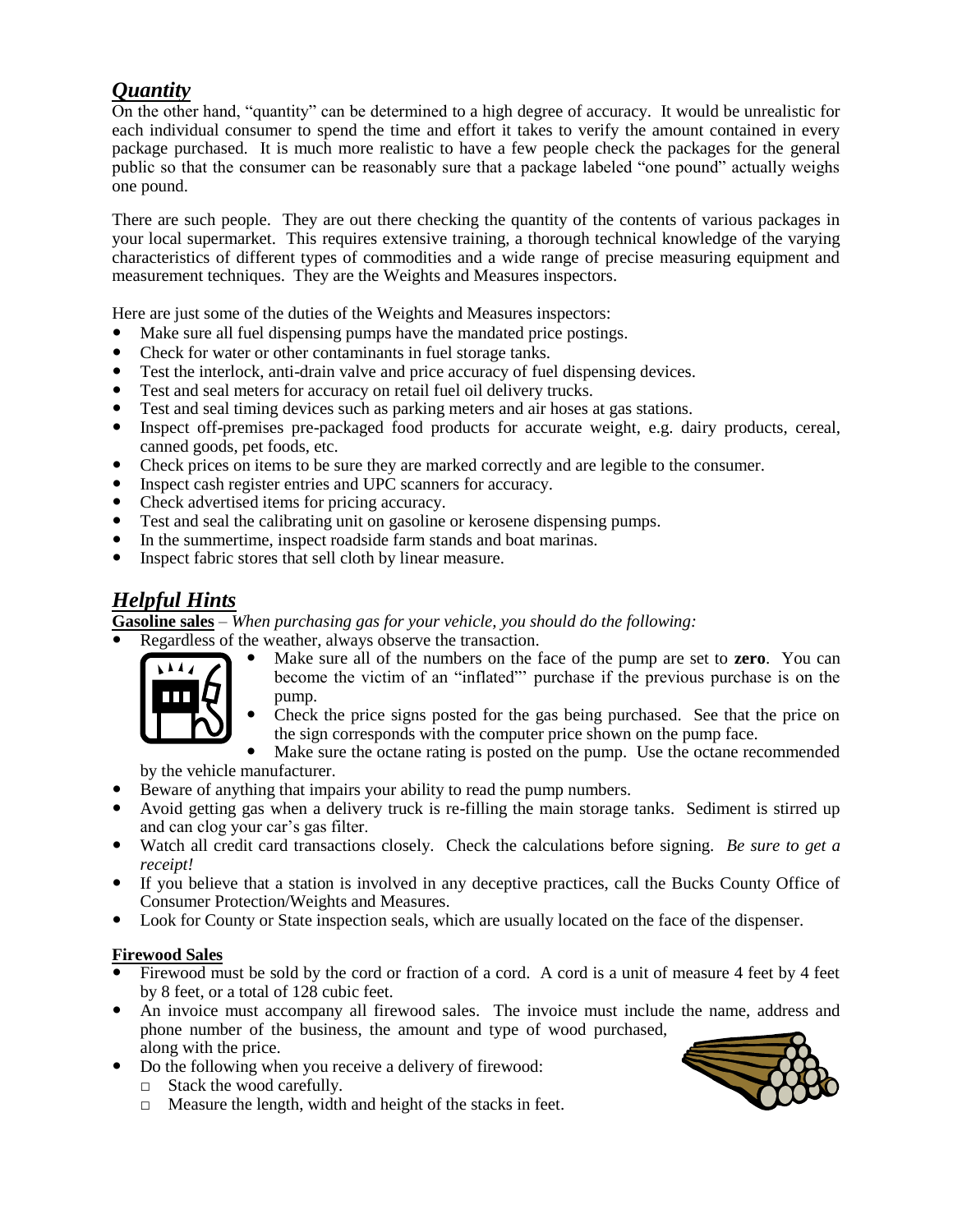## *Quantity*

On the other hand, "quantity" can be determined to a high degree of accuracy. It would be unrealistic for each individual consumer to spend the time and effort it takes to verify the amount contained in every package purchased. It is much more realistic to have a few people check the packages for the general public so that the consumer can be reasonably sure that a package labeled "one pound" actually weighs one pound.

There are such people. They are out there checking the quantity of the contents of various packages in your local supermarket. This requires extensive training, a thorough technical knowledge of the varying characteristics of different types of commodities and a wide range of precise measuring equipment and measurement techniques. They are the Weights and Measures inspectors.

Here are just some of the duties of the Weights and Measures inspectors:

- Make sure all fuel dispensing pumps have the mandated price postings.
- Check for water or other contaminants in fuel storage tanks.
- Test the interlock, anti-drain valve and price accuracy of fuel dispensing devices.
- Test and seal meters for accuracy on retail fuel oil delivery trucks.
- Test and seal timing devices such as parking meters and air hoses at gas stations.
- Inspect off-premises pre-packaged food products for accurate weight, e.g. dairy products, cereal, canned goods, pet foods, etc.
- Check prices on items to be sure they are marked correctly and are legible to the consumer.
- Inspect cash register entries and UPC scanners for accuracy.
- Check advertised items for pricing accuracy.
- Test and seal the calibrating unit on gasoline or kerosene dispensing pumps.
- In the summertime, inspect roadside farm stands and boat marinas.
- Inspect fabric stores that sell cloth by linear measure.

## *Helpful Hints*

**Gasoline sales** – *When purchasing gas for your vehicle, you should do the following:*

- Regardless of the weather, always observe the transaction.
- Make sure all of the numbers on the face of the pump are set to **zero**. You can become the victim of an "inflated"' purchase if the previous purchase is on the pump.
- Check the price signs posted for the gas being purchased. See that the price on the sign corresponds with the computer price shown on the pump face.
- Make sure the octane rating is posted on the pump. Use the octane recommended by the vehicle manufacturer.
- Beware of anything that impairs your ability to read the pump numbers.
- Avoid getting gas when a delivery truck is re-filling the main storage tanks. Sediment is stirred up and can clog your car's gas filter.
- Watch all credit card transactions closely. Check the calculations before signing. *Be sure to get a receipt!*
- If you believe that a station is involved in any deceptive practices, call the Bucks County Office of Consumer Protection/Weights and Measures.
- Look for County or State inspection seals, which are usually located on the face of the dispenser.

**Firewood Sales**

- Firewood must be sold by the cord or fraction of a cord. A cord is a unit of measure 4 feet by 4 feet by 8 feet, or a total of 128 cubic feet.
- An invoice must accompany all firewood sales. The invoice must include the name, address and phone number of the business, the amount and type of wood purchased, along with the price.
- Do the following when you receive a delivery of firewood:
  - Stack the wood carefully.
  - Measure the length, width and height of the stacks in feet.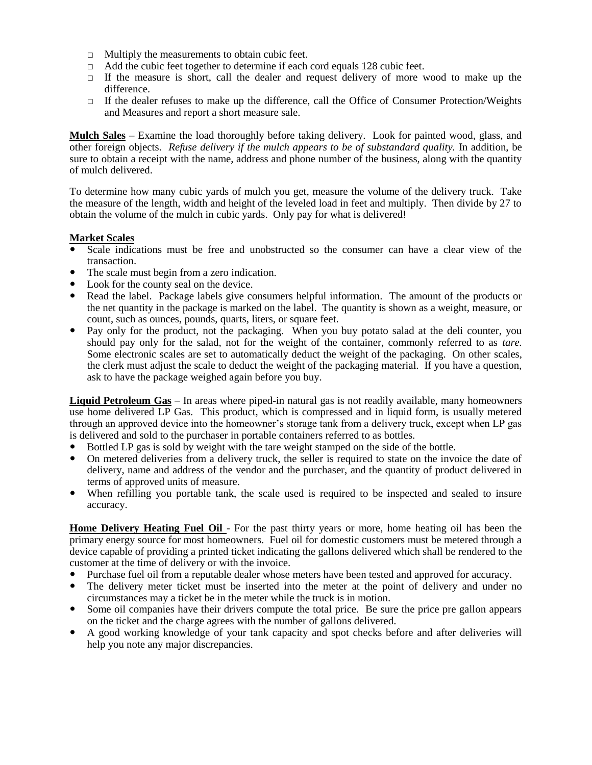- Multiply the measurements to obtain cubic feet.
- Add the cubic feet together to determine if each cord equals 128 cubic feet.
- If the measure is short, call the dealer and request delivery of more wood to make up the difference.
- If the dealer refuses to make up the difference, call the Office of Consumer Protection/Weights and Measures and report a short measure sale.

**Mulch Sales** – Examine the load thoroughly before taking delivery. Look for painted wood, glass, and other foreign objects. *Refuse delivery if the mulch appears to be of substandard quality.* In addition, be sure to obtain a receipt with the name, address and phone number of the business, along with the quantity of mulch delivered.

To determine how many cubic yards of mulch you get, measure the volume of the delivery truck. Take the measure of the length, width and height of the leveled load in feet and multiply. Then divide by 27 to obtain the volume of the mulch in cubic yards. Only pay for what is delivered!

**Market Scales**

- Scale indications must be free and unobstructed so the consumer can have a clear view of the transaction.
- The scale must begin from a zero indication.
- Look for the county seal on the device.
- Read the label. Package labels give consumers helpful information. The amount of the products or the net quantity in the package is marked on the label. The quantity is shown as a weight, measure, or count, such as ounces, pounds, quarts, liters, or square feet.
- Pay only for the product, not the packaging. When you buy potato salad at the deli counter, you should pay only for the salad, not for the weight of the container, commonly referred to as *tare.* Some electronic scales are set to automatically deduct the weight of the packaging. On other scales, the clerk must adjust the scale to deduct the weight of the packaging material. If you have a question, ask to have the package weighed again before you buy.

**Liquid Petroleum Gas** – In areas where piped-in natural gas is not readily available, many homeowners use home delivered LP Gas. This product, which is compressed and in liquid form, is usually metered through an approved device into the homeowner's storage tank from a delivery truck, except when LP gas is delivered and sold to the purchaser in portable containers referred to as bottles.

- Bottled LP gas is sold by weight with the tare weight stamped on the side of the bottle.
- On metered deliveries from a delivery truck, the seller is required to state on the invoice the date of delivery, name and address of the vendor and the purchaser, and the quantity of product delivered in terms of approved units of measure.
- When refilling you portable tank, the scale used is required to be inspected and sealed to insure accuracy.

**Home Delivery Heating Fuel Oil** - For the past thirty years or more, home heating oil has been the primary energy source for most homeowners. Fuel oil for domestic customers must be metered through a device capable of providing a printed ticket indicating the gallons delivered which shall be rendered to the customer at the time of delivery or with the invoice.

- Purchase fuel oil from a reputable dealer whose meters have been tested and approved for accuracy.
- The delivery meter ticket must be inserted into the meter at the point of delivery and under no circumstances may a ticket be in the meter while the truck is in motion.
- Some oil companies have their drivers compute the total price. Be sure the price pre gallon appears on the ticket and the charge agrees with the number of gallons delivered.
- A good working knowledge of your tank capacity and spot checks before and after deliveries will help you note any major discrepancies.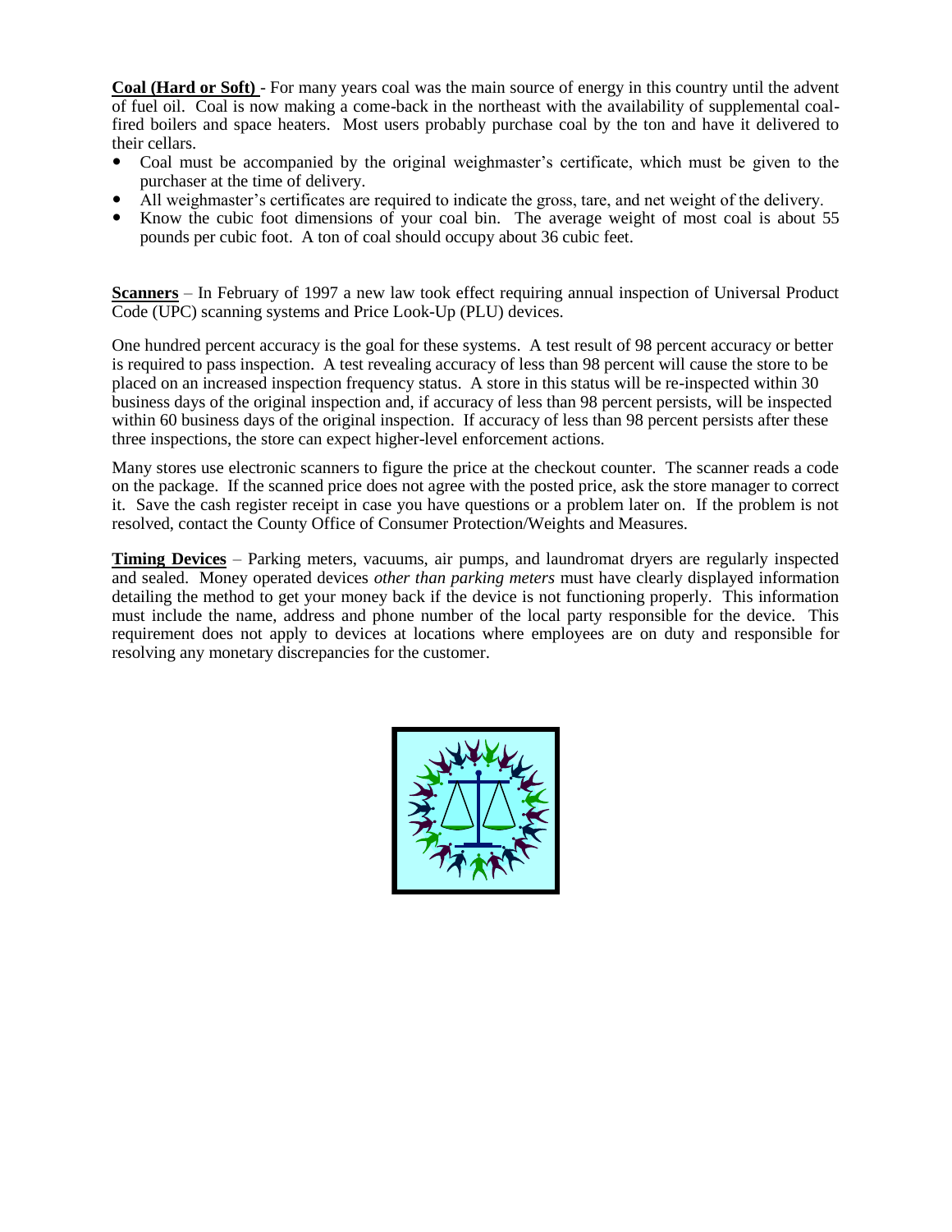**Coal (Hard or Soft)** - For many years coal was the main source of energy in this country until the advent of fuel oil. Coal is now making a come-back in the northeast with the availability of supplemental coal-fired boilers and space heaters. Most users probably purchase coal by the ton and have it delivered to their cellars.

- Coal must be accompanied by the original weighmaster's certificate, which must be given to the purchaser at the time of delivery.
- All weighmaster's certificates are required to indicate the gross, tare, and net weight of the delivery.
- Know the cubic foot dimensions of your coal bin. The average weight of most coal is about 55 pounds per cubic foot. A ton of coal should occupy about 36 cubic feet.

**Scanners** – In February of 1997 a new law took effect requiring annual inspection of Universal Product Code (UPC) scanning systems and Price Look-Up (PLU) devices.

One hundred percent accuracy is the goal for these systems. A test result of 98 percent accuracy or better is required to pass inspection. A test revealing accuracy of less than 98 percent will cause the store to be placed on an increased inspection frequency status. A store in this status will be re-inspected within 30 business days of the original inspection and, if accuracy of less than 98 percent persists, will be inspected within 60 business days of the original inspection. If accuracy of less than 98 percent persists after these three inspections, the store can expect higher-level enforcement actions.

Many stores use electronic scanners to figure the price at the checkout counter. The scanner reads a code on the package. If the scanned price does not agree with the posted price, ask the store manager to correct it. Save the cash register receipt in case you have questions or a problem later on. If the problem is not resolved, contact the County Office of Consumer Protection/Weights and Measures.

**Timing Devices** – Parking meters, vacuums, air pumps, and laundromat dryers are regularly inspected and sealed. Money operated devices *other than parking meters* must have clearly displayed information detailing the method to get your money back if the device is not functioning properly. This information must include the name, address and phone number of the local party responsible for the device. This requirement does not apply to devices at locations where employees are on duty and responsible for resolving any monetary discrepancies for the customer.